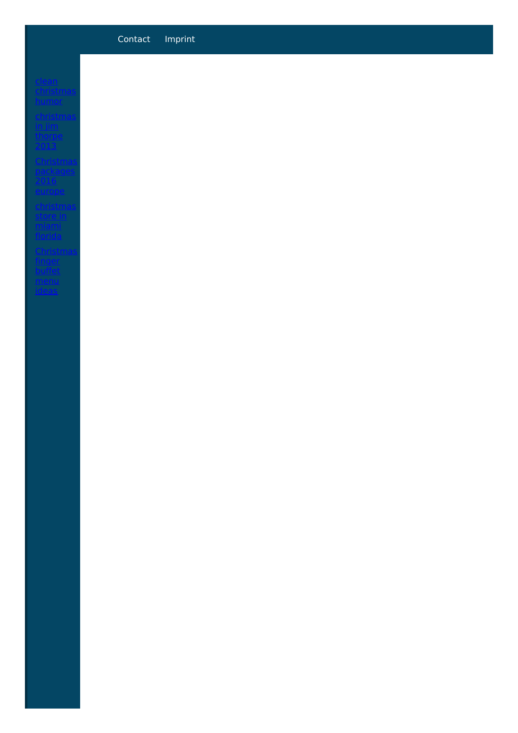Contact Imprint

- [clean christmas humor]()
- [christmas in jim thorpe 2013]()
- [Christmas packages 2016 europe]()
- [christmas store in miami florida]()
- [Christmas finger buffet menu ideas]()